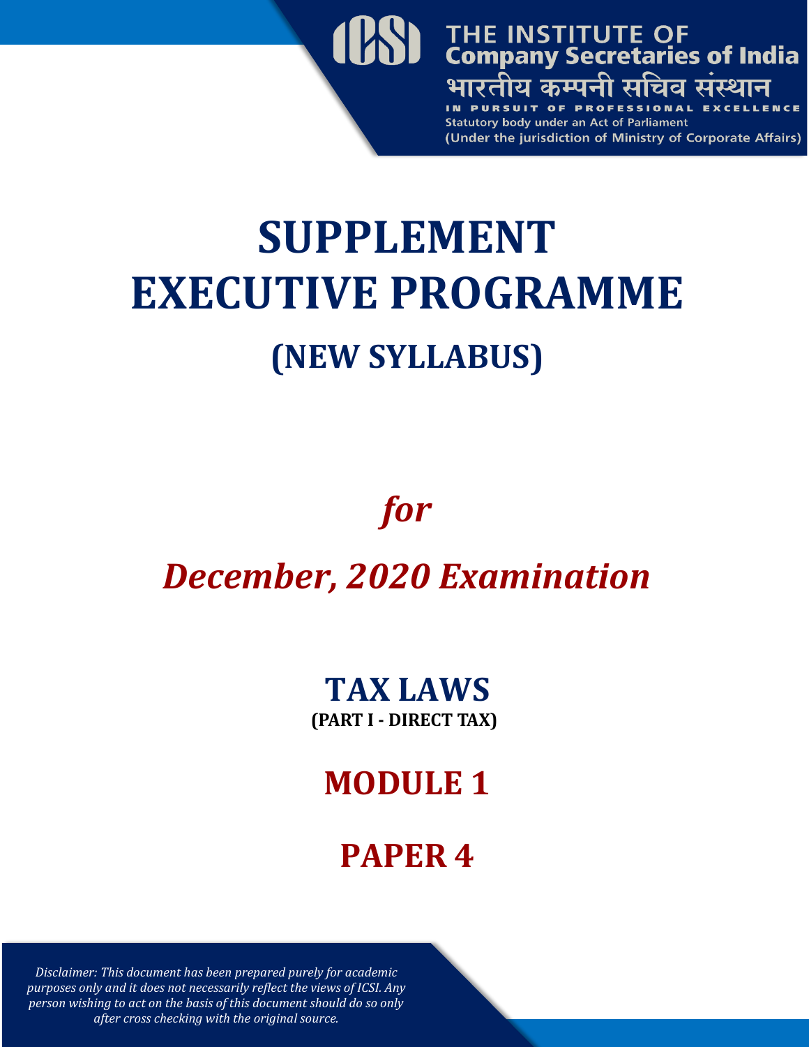THE INSTITUTE OF
Company Secretaries of India
भारतीय कम्पनी सचिव संस्थान
IN PURSUIT OF PROFESSIONAL EXCELLENCE
Statutory body under an Act of Parliament
(Under the jurisdiction of Ministry of Corporate Affairs)

# SUPPLEMENT
# EXECUTIVE PROGRAMME
## (NEW SYLLABUS)

*for*

*December, 2020 Examination*

## TAX LAWS
**(PART I - DIRECT TAX)**

## MODULE 1

## PAPER 4

*Disclaimer: This document has been prepared purely for academic purposes only and it does not necessarily reflect the views of ICSI. Any person wishing to act on the basis of this document should do so only after cross checking with the original source.*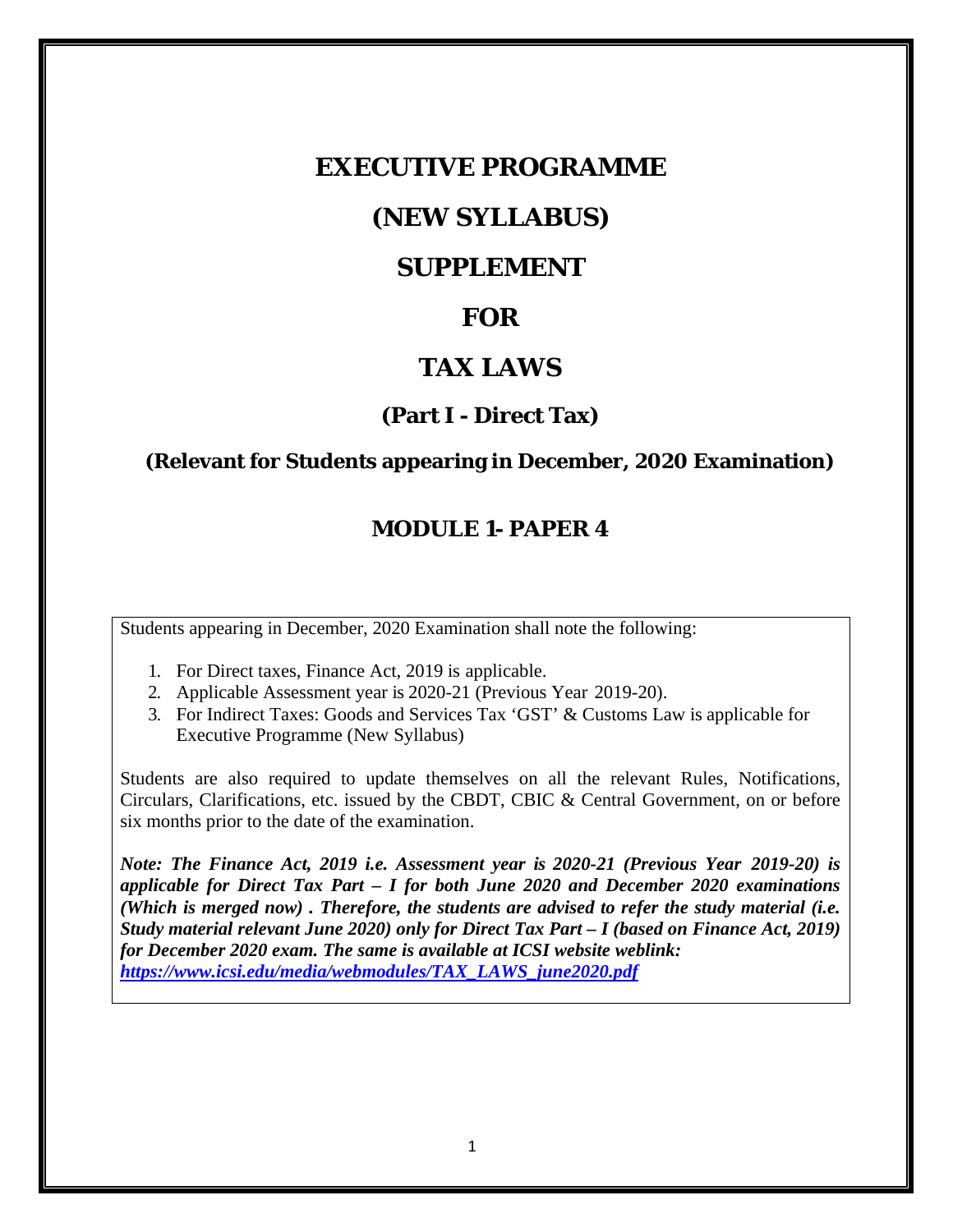# EXECUTIVE PROGRAMME

# (NEW SYLLABUS)

# SUPPLEMENT

# FOR

# TAX LAWS

## (Part I - Direct Tax)

### (Relevant for Students appearing in December, 2020 Examination)

## MODULE 1- PAPER 4

Students appearing in December, 2020 Examination shall note the following:

1. For Direct taxes, Finance Act, 2019 is applicable.
2. Applicable Assessment year is 2020-21 (Previous Year 2019-20).
3. For Indirect Taxes: Goods and Services Tax 'GST' & Customs Law is applicable for Executive Programme (New Syllabus)

Students are also required to update themselves on all the relevant Rules, Notifications, Circulars, Clarifications, etc. issued by the CBDT, CBIC & Central Government, on or before six months prior to the date of the examination.

***Note: The Finance Act, 2019 i.e. Assessment year is 2020-21 (Previous Year 2019-20) is applicable for Direct Tax Part – I for both June 2020 and December 2020 examinations (Which is merged now) . Therefore, the students are advised to refer the study material (i.e. Study material relevant June 2020) only for Direct Tax Part – I (based on Finance Act, 2019) for December 2020 exam. The same is available at ICSI website weblink:*** ***[https://www.icsi.edu/media/webmodules/TAX_LAWS_june2020.pdf](https://www.icsi.edu/media/webmodules/TAX_LAWS_june2020.pdf)***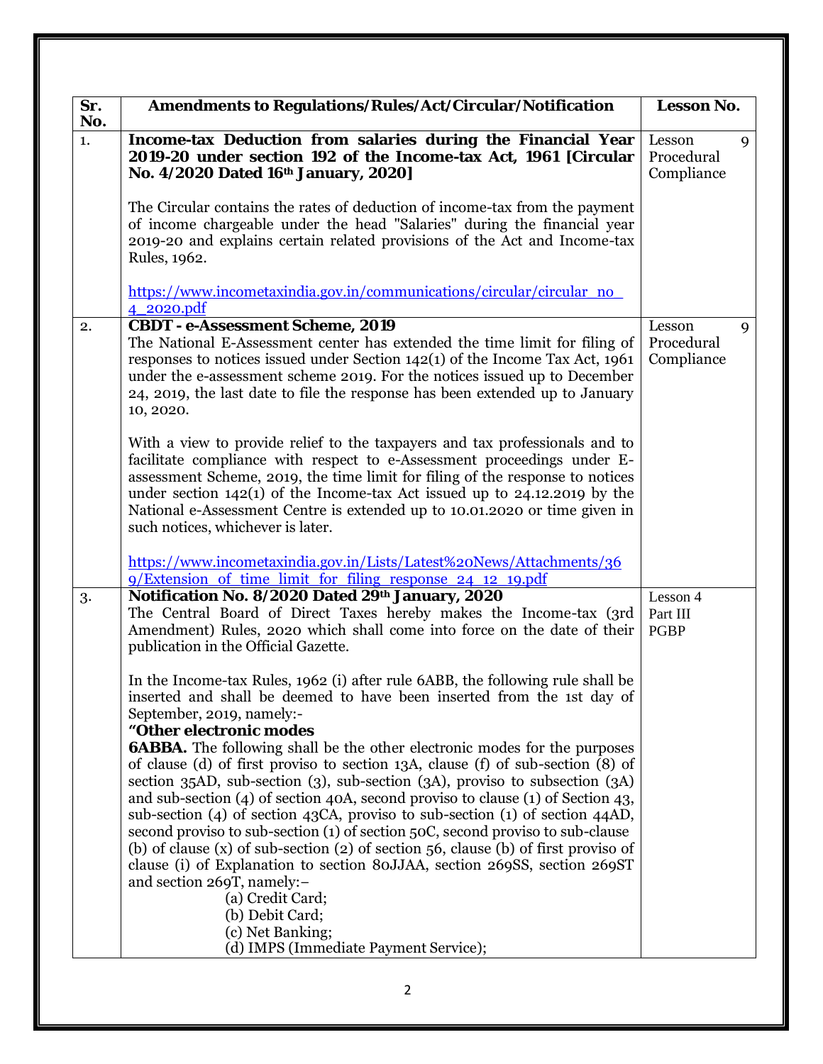| Sr. No. | Amendments to Regulations/Rules/Act/Circular/Notification | Lesson No. |
|---|---|---|
| 1. | **Income-tax Deduction from salaries during the Financial Year 2019-20 under section 192 of the Income-tax Act, 1961 [Circular No. 4/2020 Dated 16th January, 2020]**<br><br>The Circular contains the rates of deduction of income-tax from the payment of income chargeable under the head "Salaries" during the financial year 2019-20 and explains certain related provisions of the Act and Income-tax Rules, 1962.<br><br>https://www.incometaxindia.gov.in/communications/circular/circular_no_4_2020.pdf | Lesson 9 Procedural Compliance |
| 2. | **CBDT - e-Assessment Scheme, 2019**<br>The National E-Assessment center has extended the time limit for filing of responses to notices issued under Section 142(1) of the Income Tax Act, 1961 under the e-assessment scheme 2019. For the notices issued up to December 24, 2019, the last date to file the response has been extended up to January 10, 2020.<br><br>With a view to provide relief to the taxpayers and tax professionals and to facilitate compliance with respect to e-Assessment proceedings under E-assessment Scheme, 2019, the time limit for filing of the response to notices under section 142(1) of the Income-tax Act issued up to 24.12.2019 by the National e-Assessment Centre is extended up to 10.01.2020 or time given in such notices, whichever is later.<br><br>https://www.incometaxindia.gov.in/Lists/Latest%20News/Attachments/369/Extension_of_time_limit_for_filing_response_24_12_19.pdf | Lesson 9 Procedural Compliance |
| 3. | **Notification No. 8/2020 Dated 29th January, 2020**<br>The Central Board of Direct Taxes hereby makes the Income-tax (3rd Amendment) Rules, 2020 which shall come into force on the date of their publication in the Official Gazette.<br><br>In the Income-tax Rules, 1962 (i) after rule 6ABB, the following rule shall be inserted and shall be deemed to have been inserted from the 1st day of September, 2019, namely:-<br>**"Other electronic modes**<br>**6ABBA.** The following shall be the other electronic modes for the purposes of clause (d) of first proviso to section 13A, clause (f) of sub-section (8) of section 35AD, sub-section (3), sub-section (3A), proviso to subsection (3A) and sub-section (4) of section 40A, second proviso to clause (1) of Section 43, sub-section (4) of section 43CA, proviso to sub-section (1) of section 44AD, second proviso to sub-section (1) of section 50C, second proviso to sub-clause (b) of clause (x) of sub-section (2) of section 56, clause (b) of first proviso of clause (i) of Explanation to section 80JJAA, section 269SS, section 269ST and section 269T, namely:–<br>(a) Credit Card;<br>(b) Debit Card;<br>(c) Net Banking;<br>(d) IMPS (Immediate Payment Service); | Lesson 4 Part III PGBP |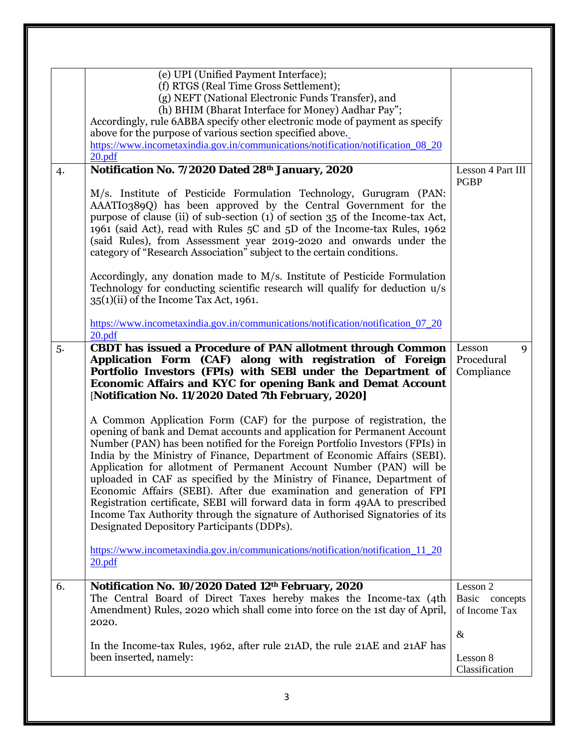| | | |
|---|---|---|
| | (e) UPI (Unified Payment Interface);<br>(f) RTGS (Real Time Gross Settlement);<br>(g) NEFT (National Electronic Funds Transfer), and<br>(h) BHIM (Bharat Interface for Money) Aadhar Pay";<br>Accordingly, rule 6ABBA specify other electronic mode of payment as specify above for the purpose of various section specified above.<br>https://www.incometaxindia.gov.in/communications/notification/notification_08_2020.pdf | |
| 4. | **Notification No. 7/2020 Dated 28th January, 2020**<br><br>M/s. Institute of Pesticide Formulation Technology, Gurugram (PAN: AAATI0389Q) has been approved by the Central Government for the purpose of clause (ii) of sub-section (1) of section 35 of the Income-tax Act, 1961 (said Act), read with Rules 5C and 5D of the Income-tax Rules, 1962 (said Rules), from Assessment year 2019-2020 and onwards under the category of "Research Association" subject to the certain conditions.<br><br>Accordingly, any donation made to M/s. Institute of Pesticide Formulation Technology for conducting scientific research will qualify for deduction u/s 35(1)(ii) of the Income Tax Act, 1961.<br><br>https://www.incometaxindia.gov.in/communications/notification/notification_07_2020.pdf | Lesson 4 Part III PGBP |
| 5. | **CBDT has issued a Procedure of PAN allotment through Common Application Form (CAF) along with registration of Foreign Portfolio Investors (FPIs) with SEBI under the Department of Economic Affairs and KYC for opening Bank and Demat Account [Notification No. 11/2020 Dated 7th February, 2020]**<br><br>A Common Application Form (CAF) for the purpose of registration, the opening of bank and Demat accounts and application for Permanent Account Number (PAN) has been notified for the Foreign Portfolio Investors (FPIs) in India by the Ministry of Finance, Department of Economic Affairs (SEBI). Application for allotment of Permanent Account Number (PAN) will be uploaded in CAF as specified by the Ministry of Finance, Department of Economic Affairs (SEBI). After due examination and generation of FPI Registration certificate, SEBI will forward data in form 49AA to prescribed Income Tax Authority through the signature of Authorised Signatories of its Designated Depository Participants (DDPs).<br><br>https://www.incometaxindia.gov.in/communications/notification/notification_11_2020.pdf | Lesson 9 Procedural Compliance |
| 6. | **Notification No. 10/2020 Dated 12th February, 2020**<br>The Central Board of Direct Taxes hereby makes the Income-tax (4th Amendment) Rules, 2020 which shall come into force on the 1st day of April, 2020.<br><br>In the Income-tax Rules, 1962, after rule 21AD, the rule 21AE and 21AF has been inserted, namely: | Lesson 2 Basic concepts of Income Tax<br><br>&<br><br>Lesson 8 Classification |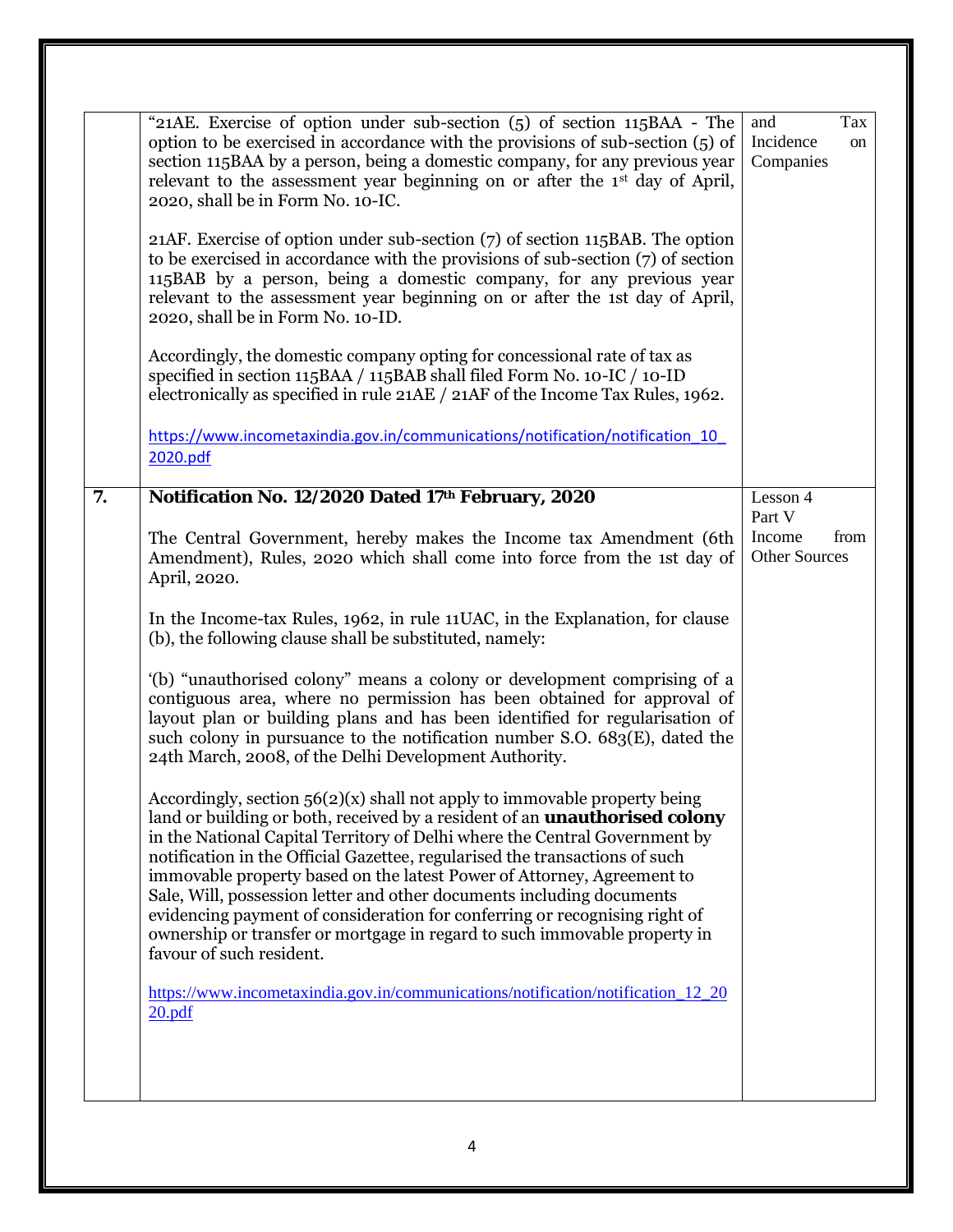| | | |
|---|---|---|
| | "21AE. Exercise of option under sub-section (5) of section 115BAA - The option to be exercised in accordance with the provisions of sub-section (5) of section 115BAA by a person, being a domestic company, for any previous year relevant to the assessment year beginning on or after the 1st day of April, 2020, shall be in Form No. 10-IC.<br><br>21AF. Exercise of option under sub-section (7) of section 115BAB. The option to be exercised in accordance with the provisions of sub-section (7) of section 115BAB by a person, being a domestic company, for any previous year relevant to the assessment year beginning on or after the 1st day of April, 2020, shall be in Form No. 10-ID.<br><br>Accordingly, the domestic company opting for concessional rate of tax as specified in section 115BAA / 115BAB shall filed Form No. 10-IC / 10-ID electronically as specified in rule 21AE / 21AF of the Income Tax Rules, 1962.<br><br>https://www.incometaxindia.gov.in/communications/notification/notification_10_2020.pdf | and Tax Incidence on Companies |
| **7.** | **Notification No. 12/2020 Dated 17th February, 2020**<br><br>The Central Government, hereby makes the Income tax Amendment (6th Amendment), Rules, 2020 which shall come into force from the 1st day of April, 2020.<br><br>In the Income-tax Rules, 1962, in rule 11UAC, in the Explanation, for clause (b), the following clause shall be substituted, namely:<br><br>'(b) "unauthorised colony" means a colony or development comprising of a contiguous area, where no permission has been obtained for approval of layout plan or building plans and has been identified for regularisation of such colony in pursuance to the notification number S.O. 683(E), dated the 24th March, 2008, of the Delhi Development Authority.<br><br>Accordingly, section 56(2)(x) shall not apply to immovable property being land or building or both, received by a resident of an **unauthorised colony** in the National Capital Territory of Delhi where the Central Government by notification in the Official Gazettee, regularised the transactions of such immovable property based on the latest Power of Attorney, Agreement to Sale, Will, possession letter and other documents including documents evidencing payment of consideration for conferring or recognising right of ownership or transfer or mortgage in regard to such immovable property in favour of such resident.<br><br>https://www.incometaxindia.gov.in/communications/notification/notification_12_2020.pdf | Lesson 4<br>Part V<br>Income from Other Sources |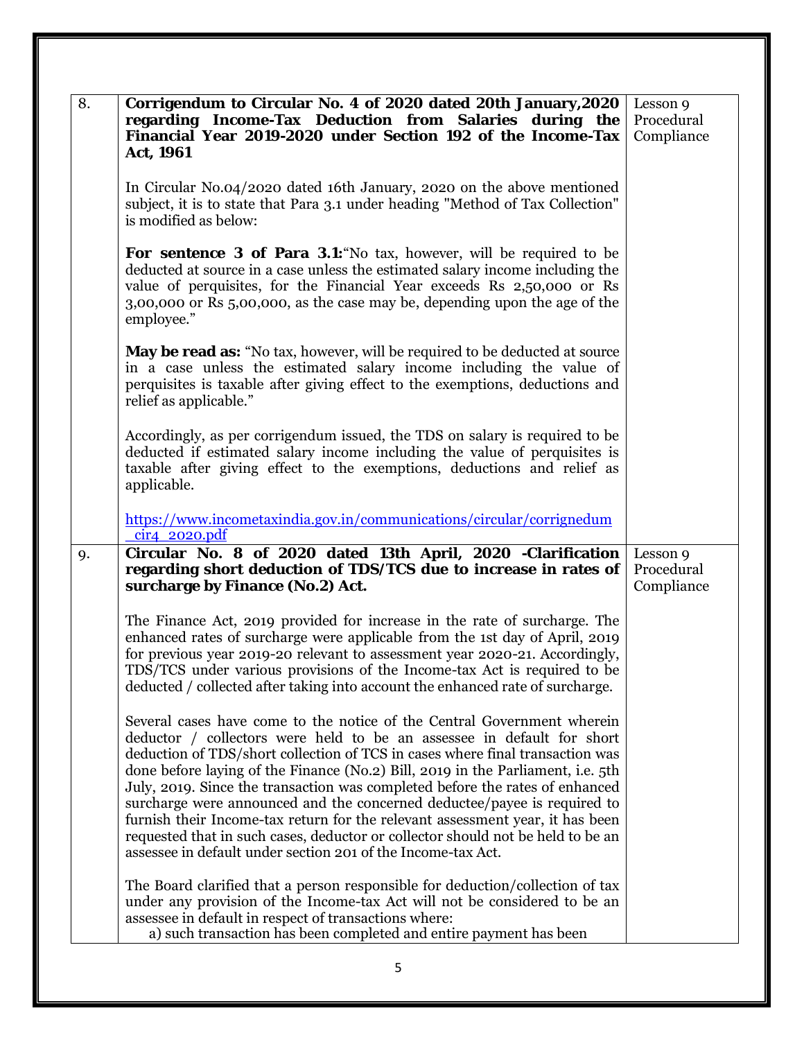| 8. | **Corrigendum to Circular No. 4 of 2020 dated 20th January,2020 regarding Income-Tax Deduction from Salaries during the Financial Year 2019-2020 under Section 192 of the Income-Tax Act, 1961**<br><br>In Circular No.04/2020 dated 16th January, 2020 on the above mentioned subject, it is to state that Para 3.1 under heading "Method of Tax Collection" is modified as below:<br><br>**For sentence 3 of Para 3.1:**"No tax, however, will be required to be deducted at source in a case unless the estimated salary income including the value of perquisites, for the Financial Year exceeds Rs 2,50,000 or Rs 3,00,000 or Rs 5,00,000, as the case may be, depending upon the age of the employee."<br><br>**May be read as:** "No tax, however, will be required to be deducted at source in a case unless the estimated salary income including the value of perquisites is taxable after giving effect to the exemptions, deductions and relief as applicable."<br><br>Accordingly, as per corrigendum issued, the TDS on salary is required to be deducted if estimated salary income including the value of perquisites is taxable after giving effect to the exemptions, deductions and relief as applicable.<br><br>https://www.incometaxindia.gov.in/communications/circular/corrignedum_cir4_2020.pdf | Lesson 9 Procedural Compliance |
|---|---|---|
| 9. | **Circular No. 8 of 2020 dated 13th April, 2020 -Clarification regarding short deduction of TDS/TCS due to increase in rates of surcharge by Finance (No.2) Act.**<br><br>The Finance Act, 2019 provided for increase in the rate of surcharge. The enhanced rates of surcharge were applicable from the 1st day of April, 2019 for previous year 2019-20 relevant to assessment year 2020-21. Accordingly, TDS/TCS under various provisions of the Income-tax Act is required to be deducted / collected after taking into account the enhanced rate of surcharge.<br><br>Several cases have come to the notice of the Central Government wherein deductor / collectors were held to be an assessee in default for short deduction of TDS/short collection of TCS in cases where final transaction was done before laying of the Finance (No.2) Bill, 2019 in the Parliament, i.e. 5th July, 2019. Since the transaction was completed before the rates of enhanced surcharge were announced and the concerned deductee/payee is required to furnish their Income-tax return for the relevant assessment year, it has been requested that in such cases, deductor or collector should not be held to be an assessee in default under section 201 of the Income-tax Act.<br><br>The Board clarified that a person responsible for deduction/collection of tax under any provision of the Income-tax Act will not be considered to be an assessee in default in respect of transactions where:<br>a) such transaction has been completed and entire payment has been | Lesson 9 Procedural Compliance |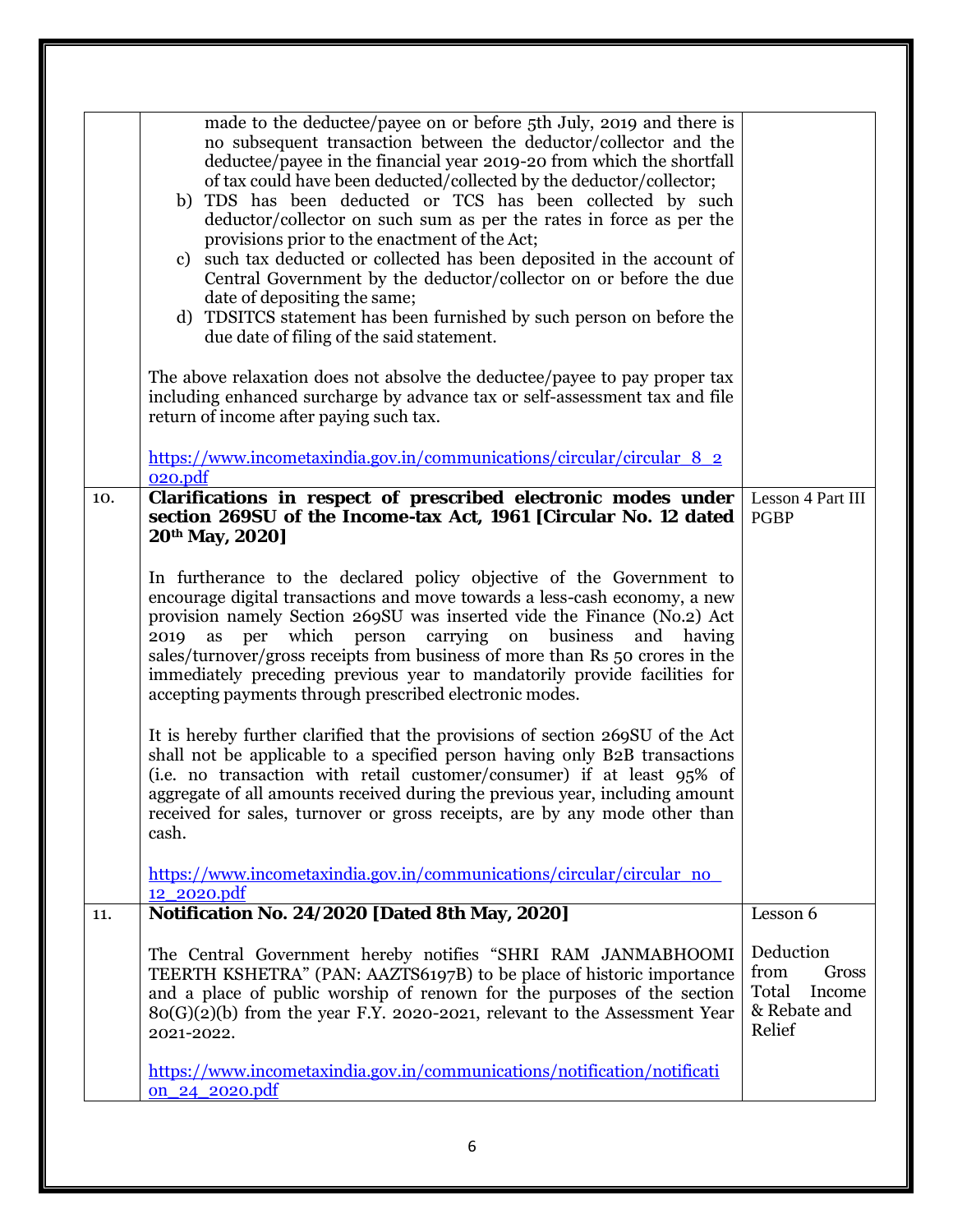| | | |
|---|---|---|
| | made to the deductee/payee on or before 5th July, 2019 and there is no subsequent transaction between the deductor/collector and the deductee/payee in the financial year 2019-20 from which the shortfall of tax could have been deducted/collected by the deductor/collector;<br>b) TDS has been deducted or TCS has been collected by such deductor/collector on such sum as per the rates in force as per the provisions prior to the enactment of the Act;<br>c) such tax deducted or collected has been deposited in the account of Central Government by the deductor/collector on or before the due date of depositing the same;<br>d) TDSITCS statement has been furnished by such person on before the due date of filing of the said statement.<br><br>The above relaxation does not absolve the deductee/payee to pay proper tax including enhanced surcharge by advance tax or self-assessment tax and file return of income after paying such tax.<br><br>https://www.incometaxindia.gov.in/communications/circular/circular_8_2020.pdf | |
| 10. | **Clarifications in respect of prescribed electronic modes under section 269SU of the Income-tax Act, 1961 [Circular No. 12 dated 20th May, 2020]**<br><br>In furtherance to the declared policy objective of the Government to encourage digital transactions and move towards a less-cash economy, a new provision namely Section 269SU was inserted vide the Finance (No.2) Act 2019 as per which person carrying on business and having sales/turnover/gross receipts from business of more than Rs 50 crores in the immediately preceding previous year to mandatorily provide facilities for accepting payments through prescribed electronic modes.<br><br>It is hereby further clarified that the provisions of section 269SU of the Act shall not be applicable to a specified person having only B2B transactions (i.e. no transaction with retail customer/consumer) if at least 95% of aggregate of all amounts received during the previous year, including amount received for sales, turnover or gross receipts, are by any mode other than cash.<br><br>https://www.incometaxindia.gov.in/communications/circular/circular_no_12_2020.pdf | Lesson 4 Part III PGBP |
| 11. | **Notification No. 24/2020 [Dated 8th May, 2020]**<br><br>The Central Government hereby notifies "SHRI RAM JANMABHOOMI TEERTH KSHETRA" (PAN: AAZTS6197B) to be place of historic importance and a place of public worship of renown for the purposes of the section 80(G)(2)(b) from the year F.Y. 2020-2021, relevant to the Assessment Year 2021-2022.<br><br>https://www.incometaxindia.gov.in/communications/notification/notification_24_2020.pdf | Lesson 6<br><br>Deduction from Gross Total Income & Rebate and Relief |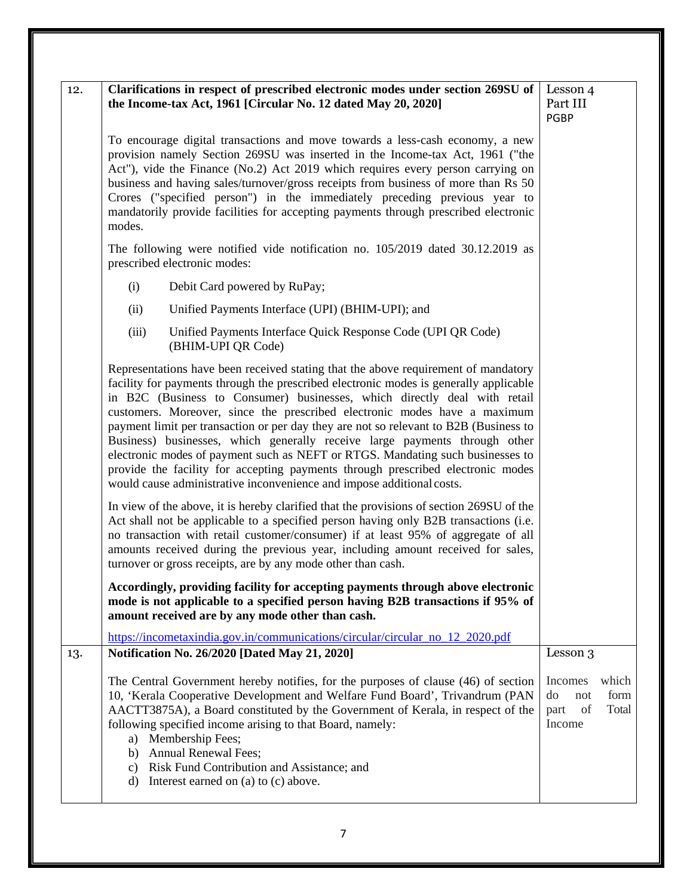| | | |
|---|---|---|
| 12. | **Clarifications in respect of prescribed electronic modes under section 269SU of the Income-tax Act, 1961 [Circular No. 12 dated May 20, 2020]**<br><br>To encourage digital transactions and move towards a less-cash economy, a new provision namely Section 269SU was inserted in the Income-tax Act, 1961 ("the Act"), vide the Finance (No.2) Act 2019 which requires every person carrying on business and having sales/turnover/gross receipts from business of more than Rs 50 Crores ("specified person") in the immediately preceding previous year to mandatorily provide facilities for accepting payments through prescribed electronic modes.<br><br>The following were notified vide notification no. 105/2019 dated 30.12.2019 as prescribed electronic modes:<br><br>(i) Debit Card powered by RuPay;<br>(ii) Unified Payments Interface (UPI) (BHIM-UPI); and<br>(iii) Unified Payments Interface Quick Response Code (UPI QR Code) (BHIM-UPI QR Code)<br><br>Representations have been received stating that the above requirement of mandatory facility for payments through the prescribed electronic modes is generally applicable in B2C (Business to Consumer) businesses, which directly deal with retail customers. Moreover, since the prescribed electronic modes have a maximum payment limit per transaction or per day they are not so relevant to B2B (Business to Business) businesses, which generally receive large payments through other electronic modes of payment such as NEFT or RTGS. Mandating such businesses to provide the facility for accepting payments through prescribed electronic modes would cause administrative inconvenience and impose additional costs.<br><br>In view of the above, it is hereby clarified that the provisions of section 269SU of the Act shall not be applicable to a specified person having only B2B transactions (i.e. no transaction with retail customer/consumer) if at least 95% of aggregate of all amounts received during the previous year, including amount received for sales, turnover or gross receipts, are by any mode other than cash.<br><br>**Accordingly, providing facility for accepting payments through above electronic mode is not applicable to a specified person having B2B transactions if 95% of amount received are by any mode other than cash.**<br><br>https://incometaxindia.gov.in/communications/circular/circular_no_12_2020.pdf | Lesson 4<br>Part III<br>PGBP |
| 13. | **Notification No. 26/2020 [Dated May 21, 2020]**<br><br>The Central Government hereby notifies, for the purposes of clause (46) of section 10, 'Kerala Cooperative Development and Welfare Fund Board', Trivandrum (PAN AACTT3875A), a Board constituted by the Government of Kerala, in respect of the following specified income arising to that Board, namely:<br>a) Membership Fees;<br>b) Annual Renewal Fees;<br>c) Risk Fund Contribution and Assistance; and<br>d) Interest earned on (a) to (c) above. | Lesson 3<br><br>Incomes which do not form part of Total Income |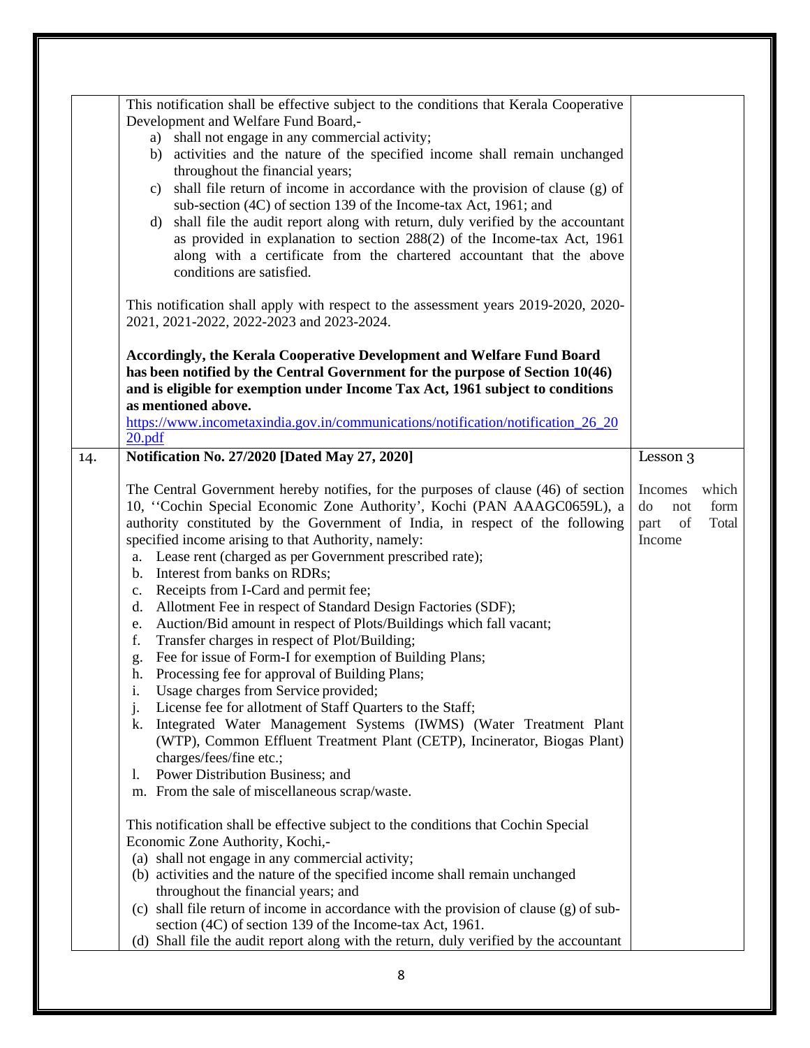| | | |
|---|---|---|
| | This notification shall be effective subject to the conditions that Kerala Cooperative Development and Welfare Fund Board,-<br>a) shall not engage in any commercial activity;<br>b) activities and the nature of the specified income shall remain unchanged throughout the financial years;<br>c) shall file return of income in accordance with the provision of clause (g) of sub-section (4C) of section 139 of the Income-tax Act, 1961; and<br>d) shall file the audit report along with return, duly verified by the accountant as provided in explanation to section 288(2) of the Income-tax Act, 1961 along with a certificate from the chartered accountant that the above conditions are satisfied.<br><br>This notification shall apply with respect to the assessment years 2019-2020, 2020-2021, 2021-2022, 2022-2023 and 2023-2024.<br><br>**Accordingly, the Kerala Cooperative Development and Welfare Fund Board has been notified by the Central Government for the purpose of Section 10(46) and is eligible for exemption under Income Tax Act, 1961 subject to conditions as mentioned above.**<br>https://www.incometaxindia.gov.in/communications/notification/notification_26_2020.pdf | |
| 14. | **Notification No. 27/2020 [Dated May 27, 2020]**<br><br>The Central Government hereby notifies, for the purposes of clause (46) of section 10, ''Cochin Special Economic Zone Authority', Kochi (PAN AAAGC0659L), a authority constituted by the Government of India, in respect of the following specified income arising to that Authority, namely:<br>a. Lease rent (charged as per Government prescribed rate);<br>b. Interest from banks on RDRs;<br>c. Receipts from I-Card and permit fee;<br>d. Allotment Fee in respect of Standard Design Factories (SDF);<br>e. Auction/Bid amount in respect of Plots/Buildings which fall vacant;<br>f. Transfer charges in respect of Plot/Building;<br>g. Fee for issue of Form-I for exemption of Building Plans;<br>h. Processing fee for approval of Building Plans;<br>i. Usage charges from Service provided;<br>j. License fee for allotment of Staff Quarters to the Staff;<br>k. Integrated Water Management Systems (IWMS) (Water Treatment Plant (WTP), Common Effluent Treatment Plant (CETP), Incinerator, Biogas Plant) charges/fees/fine etc.;<br>l. Power Distribution Business; and<br>m. From the sale of miscellaneous scrap/waste.<br><br>This notification shall be effective subject to the conditions that Cochin Special Economic Zone Authority, Kochi,-<br>(a) shall not engage in any commercial activity;<br>(b) activities and the nature of the specified income shall remain unchanged throughout the financial years; and<br>(c) shall file return of income in accordance with the provision of clause (g) of sub-section (4C) of section 139 of the Income-tax Act, 1961.<br>(d) Shall file the audit report along with the return, duly verified by the accountant | Lesson 3<br><br>Incomes which do not form part of Total Income |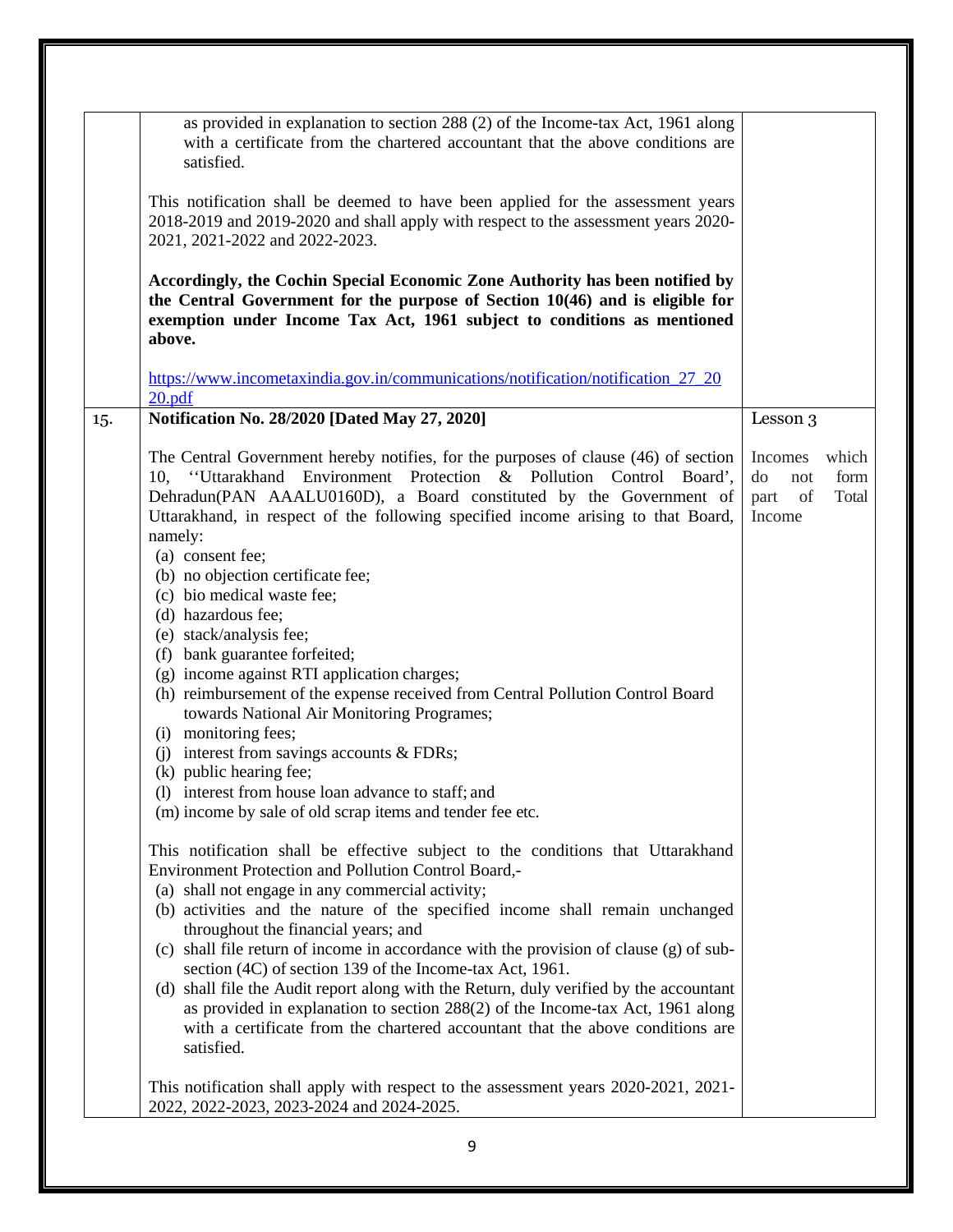| | | |
|---|---|---|
| | as provided in explanation to section 288 (2) of the Income-tax Act, 1961 along with a certificate from the chartered accountant that the above conditions are satisfied.<br><br>This notification shall be deemed to have been applied for the assessment years 2018-2019 and 2019-2020 and shall apply with respect to the assessment years 2020-2021, 2021-2022 and 2022-2023.<br><br>**Accordingly, the Cochin Special Economic Zone Authority has been notified by the Central Government for the purpose of Section 10(46) and is eligible for exemption under Income Tax Act, 1961 subject to conditions as mentioned above.**<br><br>https://www.incometaxindia.gov.in/communications/notification/notification_27_2020.pdf | |
| 15. | **Notification No. 28/2020 [Dated May 27, 2020]**<br><br>The Central Government hereby notifies, for the purposes of clause (46) of section 10, ''Uttarakhand Environment Protection & Pollution Control Board', Dehradun(PAN AAALU0160D), a Board constituted by the Government of Uttarakhand, in respect of the following specified income arising to that Board, namely:<br>(a) consent fee;<br>(b) no objection certificate fee;<br>(c) bio medical waste fee;<br>(d) hazardous fee;<br>(e) stack/analysis fee;<br>(f) bank guarantee forfeited;<br>(g) income against RTI application charges;<br>(h) reimbursement of the expense received from Central Pollution Control Board towards National Air Monitoring Programes;<br>(i) monitoring fees;<br>(j) interest from savings accounts & FDRs;<br>(k) public hearing fee;<br>(l) interest from house loan advance to staff; and<br>(m) income by sale of old scrap items and tender fee etc.<br><br>This notification shall be effective subject to the conditions that Uttarakhand Environment Protection and Pollution Control Board,-<br>(a) shall not engage in any commercial activity;<br>(b) activities and the nature of the specified income shall remain unchanged throughout the financial years; and<br>(c) shall file return of income in accordance with the provision of clause (g) of sub-section (4C) of section 139 of the Income-tax Act, 1961.<br>(d) shall file the Audit report along with the Return, duly verified by the accountant as provided in explanation to section 288(2) of the Income-tax Act, 1961 along with a certificate from the chartered accountant that the above conditions are satisfied.<br><br>This notification shall apply with respect to the assessment years 2020-2021, 2021-2022, 2022-2023, 2023-2024 and 2024-2025. | Lesson 3<br><br>Incomes which do not form part of Total Income |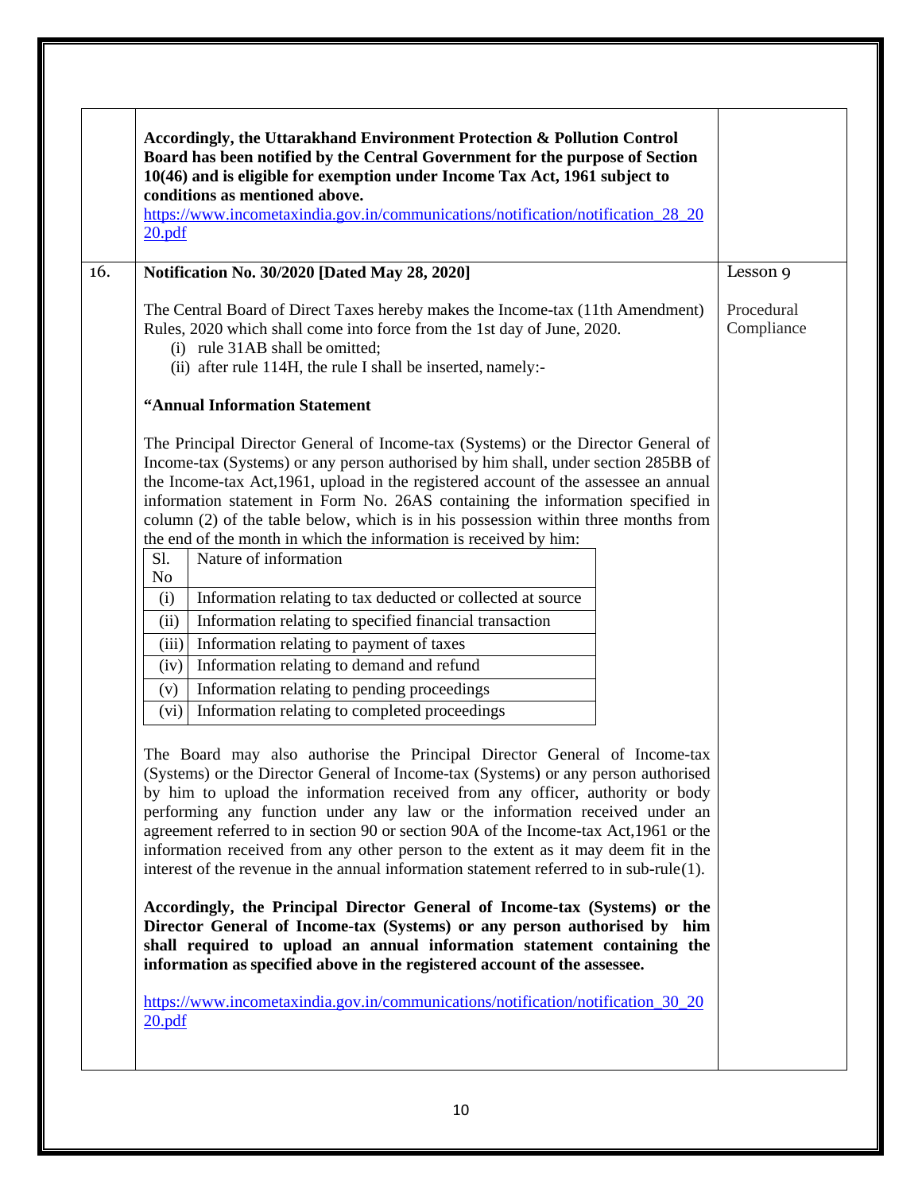| | | |
|---|---|---|
| | **Accordingly, the Uttarakhand Environment Protection & Pollution Control Board has been notified by the Central Government for the purpose of Section 10(46) and is eligible for exemption under Income Tax Act, 1961 subject to conditions as mentioned above.**<br>https://www.incometaxindia.gov.in/communications/notification/notification_28_2020.pdf | |
| 16. | **Notification No. 30/2020 [Dated May 28, 2020]**<br><br>The Central Board of Direct Taxes hereby makes the Income-tax (11th Amendment) Rules, 2020 which shall come into force from the 1st day of June, 2020.<br>(i) rule 31AB shall be omitted;<br>(ii) after rule 114H, the rule I shall be inserted, namely:-<br><br>**"Annual Information Statement**<br><br>The Principal Director General of Income-tax (Systems) or the Director General of Income-tax (Systems) or any person authorised by him shall, under section 285BB of the Income-tax Act,1961, upload in the registered account of the assessee an annual information statement in Form No. 26AS containing the information specified in column (2) of the table below, which is in his possession within three months from the end of the month in which the information is received by him:<br><br>Sl. No – Nature of information<br>(i) Information relating to tax deducted or collected at source<br>(ii) Information relating to specified financial transaction<br>(iii) Information relating to payment of taxes<br>(iv) Information relating to demand and refund<br>(v) Information relating to pending proceedings<br>(vi) Information relating to completed proceedings<br><br>The Board may also authorise the Principal Director General of Income-tax (Systems) or the Director General of Income-tax (Systems) or any person authorised by him to upload the information received from any officer, authority or body performing any function under any law or the information received under an agreement referred to in section 90 or section 90A of the Income-tax Act,1961 or the information received from any other person to the extent as it may deem fit in the interest of the revenue in the annual information statement referred to in sub-rule(1).<br><br>**Accordingly, the Principal Director General of Income-tax (Systems) or the Director General of Income-tax (Systems) or any person authorised by him shall required to upload an annual information statement containing the information as specified above in the registered account of the assessee.**<br><br>https://www.incometaxindia.gov.in/communications/notification/notification_30_2020.pdf | Lesson 9<br><br>Procedural Compliance |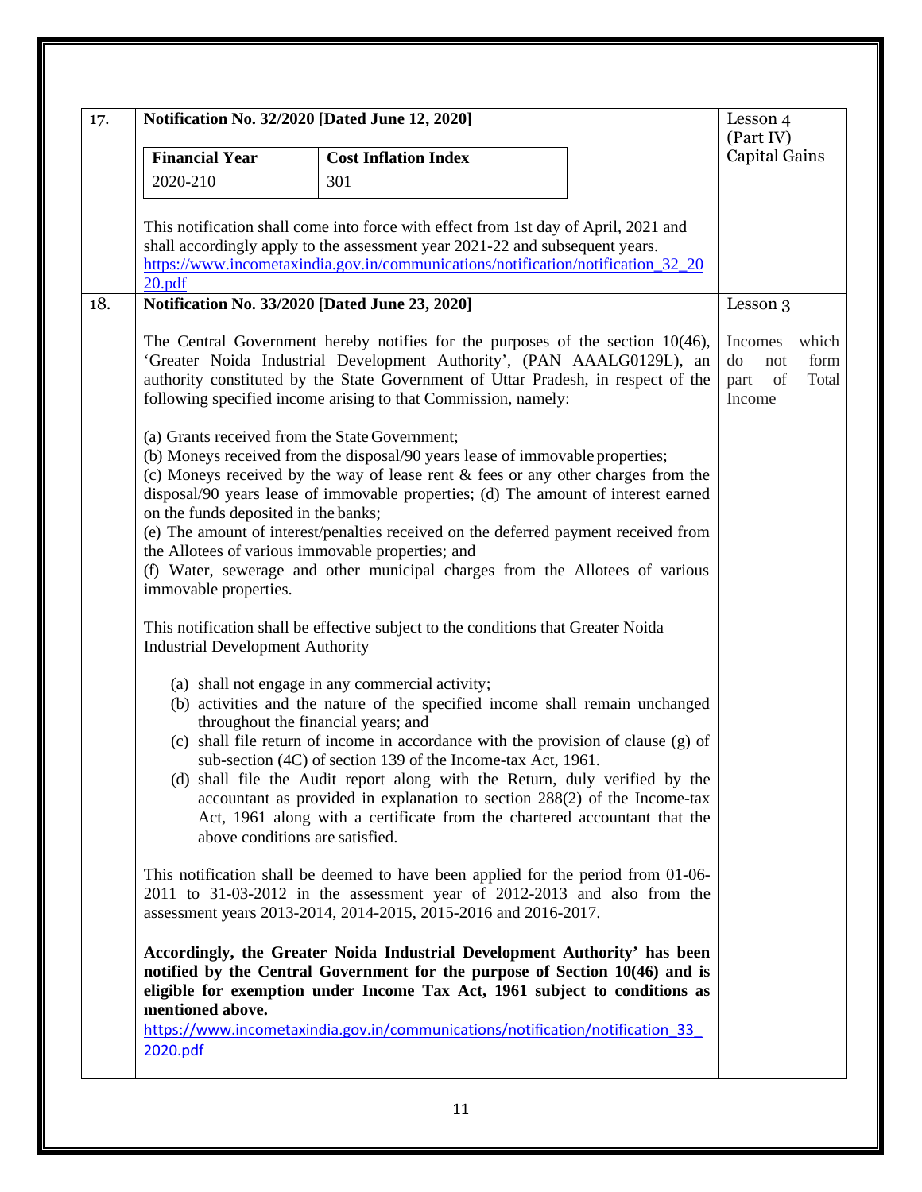| | | |
|---|---|---|
| 17. | **Notification No. 32/2020 [Dated June 12, 2020]**<br><br>**Financial Year** — **Cost Inflation Index**<br>2020-210 — 301<br><br>This notification shall come into force with effect from 1st day of April, 2021 and shall accordingly apply to the assessment year 2021-22 and subsequent years.<br>https://www.incometaxindia.gov.in/communications/notification/notification_32_2020.pdf | Lesson 4 (Part IV) Capital Gains |
| 18. | **Notification No. 33/2020 [Dated June 23, 2020]**<br><br>The Central Government hereby notifies for the purposes of the section 10(46), 'Greater Noida Industrial Development Authority', (PAN AAALG0129L), an authority constituted by the State Government of Uttar Pradesh, in respect of the following specified income arising to that Commission, namely:<br><br>(a) Grants received from the State Government;<br>(b) Moneys received from the disposal/90 years lease of immovable properties;<br>(c) Moneys received by the way of lease rent & fees or any other charges from the disposal/90 years lease of immovable properties; (d) The amount of interest earned on the funds deposited in the banks;<br>(e) The amount of interest/penalties received on the deferred payment received from the Allotees of various immovable properties; and<br>(f) Water, sewerage and other municipal charges from the Allotees of various immovable properties.<br><br>This notification shall be effective subject to the conditions that Greater Noida Industrial Development Authority<br><br>(a) shall not engage in any commercial activity;<br>(b) activities and the nature of the specified income shall remain unchanged throughout the financial years; and<br>(c) shall file return of income in accordance with the provision of clause (g) of sub-section (4C) of section 139 of the Income-tax Act, 1961.<br>(d) shall file the Audit report along with the Return, duly verified by the accountant as provided in explanation to section 288(2) of the Income-tax Act, 1961 along with a certificate from the chartered accountant that the above conditions are satisfied.<br><br>This notification shall be deemed to have been applied for the period from 01-06-2011 to 31-03-2012 in the assessment year of 2012-2013 and also from the assessment years 2013-2014, 2014-2015, 2015-2016 and 2016-2017.<br><br>**Accordingly, the Greater Noida Industrial Development Authority' has been notified by the Central Government for the purpose of Section 10(46) and is eligible for exemption under Income Tax Act, 1961 subject to conditions as mentioned above.**<br>https://www.incometaxindia.gov.in/communications/notification/notification_33_2020.pdf | Lesson 3<br><br>Incomes which do not form part of Total Income |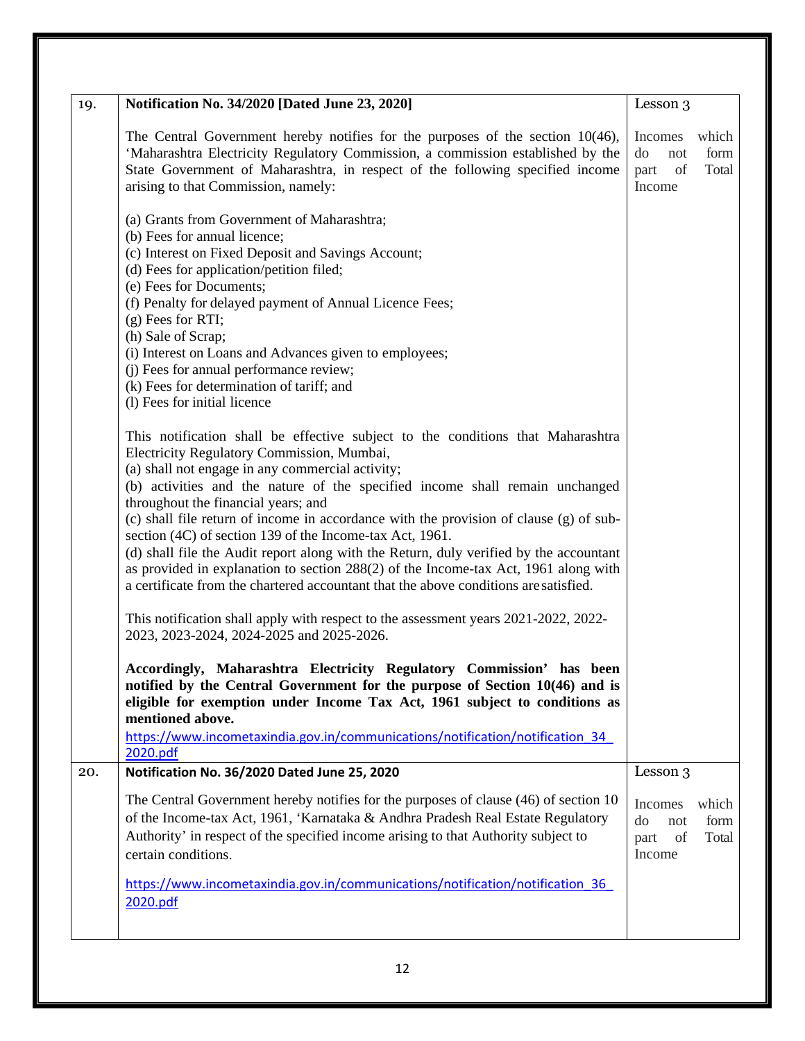| | | |
|---|---|---|
| 19. | **Notification No. 34/2020 [Dated June 23, 2020]**<br><br>The Central Government hereby notifies for the purposes of the section 10(46), 'Maharashtra Electricity Regulatory Commission, a commission established by the State Government of Maharashtra, in respect of the following specified income arising to that Commission, namely:<br><br>(a) Grants from Government of Maharashtra;<br>(b) Fees for annual licence;<br>(c) Interest on Fixed Deposit and Savings Account;<br>(d) Fees for application/petition filed;<br>(e) Fees for Documents;<br>(f) Penalty for delayed payment of Annual Licence Fees;<br>(g) Fees for RTI;<br>(h) Sale of Scrap;<br>(i) Interest on Loans and Advances given to employees;<br>(j) Fees for annual performance review;<br>(k) Fees for determination of tariff; and<br>(l) Fees for initial licence<br><br>This notification shall be effective subject to the conditions that Maharashtra Electricity Regulatory Commission, Mumbai,<br>(a) shall not engage in any commercial activity;<br>(b) activities and the nature of the specified income shall remain unchanged throughout the financial years; and<br>(c) shall file return of income in accordance with the provision of clause (g) of sub-section (4C) of section 139 of the Income-tax Act, 1961.<br>(d) shall file the Audit report along with the Return, duly verified by the accountant as provided in explanation to section 288(2) of the Income-tax Act, 1961 along with a certificate from the chartered accountant that the above conditions are satisfied.<br><br>This notification shall apply with respect to the assessment years 2021-2022, 2022-2023, 2023-2024, 2024-2025 and 2025-2026.<br><br>**Accordingly, Maharashtra Electricity Regulatory Commission' has been notified by the Central Government for the purpose of Section 10(46) and is eligible for exemption under Income Tax Act, 1961 subject to conditions as mentioned above.**<br>https://www.incometaxindia.gov.in/communications/notification/notification_34_2020.pdf | Lesson 3<br><br>Incomes which do not form part of Total Income |
| 20. | **Notification No. 36/2020 Dated June 25, 2020**<br><br>The Central Government hereby notifies for the purposes of clause (46) of section 10 of the Income-tax Act, 1961, 'Karnataka & Andhra Pradesh Real Estate Regulatory Authority' in respect of the specified income arising to that Authority subject to certain conditions.<br><br>https://www.incometaxindia.gov.in/communications/notification/notification_36_2020.pdf | Lesson 3<br><br>Incomes which do not form part of Total Income |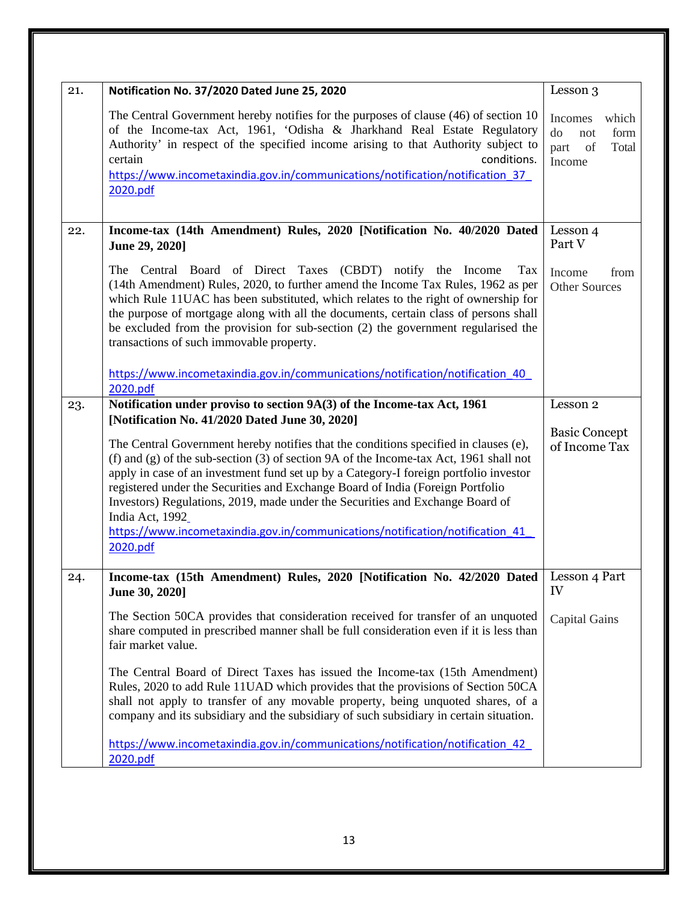| | | |
|---|---|---|
| 21. | **Notification No. 37/2020 Dated June 25, 2020**<br><br>The Central Government hereby notifies for the purposes of clause (46) of section 10 of the Income-tax Act, 1961, 'Odisha & Jharkhand Real Estate Regulatory Authority' in respect of the specified income arising to that Authority subject to certain conditions.<br>https://www.incometaxindia.gov.in/communications/notification/notification_37_2020.pdf | Lesson 3<br><br>Incomes which do not form part of Total Income |
| 22. | **Income-tax (14th Amendment) Rules, 2020 [Notification No. 40/2020 Dated June 29, 2020]**<br><br>The Central Board of Direct Taxes (CBDT) notify the Income Tax (14th Amendment) Rules, 2020, to further amend the Income Tax Rules, 1962 as per which Rule 11UAC has been substituted, which relates to the right of ownership for the purpose of mortgage along with all the documents, certain class of persons shall be excluded from the provision for sub-section (2) the government regularised the transactions of such immovable property.<br><br>https://www.incometaxindia.gov.in/communications/notification/notification_40_2020.pdf | Lesson 4 Part V<br><br>Income from Other Sources |
| 23. | **Notification under proviso to section 9A(3) of the Income-tax Act, 1961 [Notification No. 41/2020 Dated June 30, 2020]**<br><br>The Central Government hereby notifies that the conditions specified in clauses (e), (f) and (g) of the sub-section (3) of section 9A of the Income-tax Act, 1961 shall not apply in case of an investment fund set up by a Category-I foreign portfolio investor registered under the Securities and Exchange Board of India (Foreign Portfolio Investors) Regulations, 2019, made under the Securities and Exchange Board of India Act, 1992<br>https://www.incometaxindia.gov.in/communications/notification/notification_41_2020.pdf | Lesson 2<br><br>Basic Concept of Income Tax |
| 24. | **Income-tax (15th Amendment) Rules, 2020 [Notification No. 42/2020 Dated June 30, 2020]**<br><br>The Section 50CA provides that consideration received for transfer of an unquoted share computed in prescribed manner shall be full consideration even if it is less than fair market value.<br><br>The Central Board of Direct Taxes has issued the Income-tax (15th Amendment) Rules, 2020 to add Rule 11UAD which provides that the provisions of Section 50CA shall not apply to transfer of any movable property, being unquoted shares, of a company and its subsidiary and the subsidiary of such subsidiary in certain situation.<br><br>https://www.incometaxindia.gov.in/communications/notification/notification_42_2020.pdf | Lesson 4 Part IV<br><br>Capital Gains |